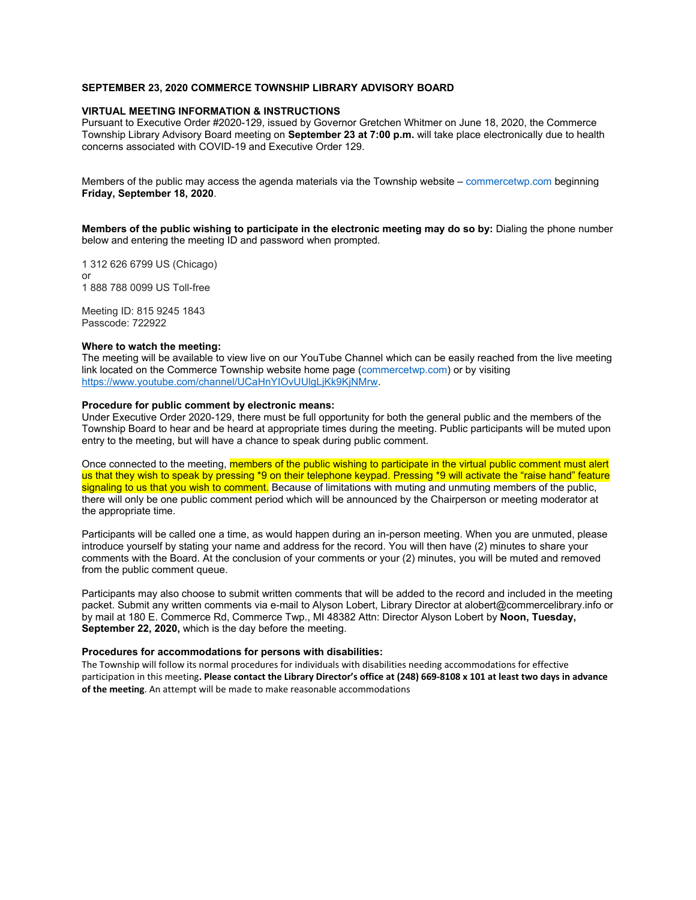**SEPTEMBER 23, 2020 COMMERCE TOWNSHIP LIBRARY ADVISORY BOARD**

**VIRTUAL MEETING INFORMATION & INSTRUCTIONS**

Pursuant to Executive Order #2020-129, issued by Governor Gretchen Whitmer on June 18, 2020, the Commerce Township Library Advisory Board meeting on **September 23 at 7:00 p.m.** will take place electronically due to health concerns associated with COVID-19 and Executive Order 129.

Members of the public may access the agenda materials via the Township website – commercetwp.com beginning **Friday, September 18, 2020**.

**Members of the public wishing to participate in the electronic meeting may do so by:** Dialing the phone number below and entering the meeting ID and password when prompted.

1 312 626 6799 US (Chicago)
or
1 888 788 0099 US Toll-free

Meeting ID: 815 9245 1843
Passcode: 722922

**Where to watch the meeting:**

The meeting will be available to view live on our YouTube Channel which can be easily reached from the live meeting link located on the Commerce Township website home page (commercetwp.com) or by visiting https://www.youtube.com/channel/UCaHnYIOvUUlgLjKk9KjNMrw.

**Procedure for public comment by electronic means:**

Under Executive Order 2020-129, there must be full opportunity for both the general public and the members of the Township Board to hear and be heard at appropriate times during the meeting. Public participants will be muted upon entry to the meeting, but will have a chance to speak during public comment.

Once connected to the meeting, members of the public wishing to participate in the virtual public comment must alert us that they wish to speak by pressing *9 on their telephone keypad. Pressing *9 will activate the "raise hand" feature signaling to us that you wish to comment. Because of limitations with muting and unmuting members of the public, there will only be one public comment period which will be announced by the Chairperson or meeting moderator at the appropriate time.

Participants will be called one a time, as would happen during an in-person meeting. When you are unmuted, please introduce yourself by stating your name and address for the record. You will then have (2) minutes to share your comments with the Board. At the conclusion of your comments or your (2) minutes, you will be muted and removed from the public comment queue.

Participants may also choose to submit written comments that will be added to the record and included in the meeting packet. Submit any written comments via e-mail to Alyson Lobert, Library Director at alobert@commercelibrary.info or by mail at 180 E. Commerce Rd, Commerce Twp., MI 48382 Attn: Director Alyson Lobert by **Noon, Tuesday, September 22, 2020,** which is the day before the meeting.

**Procedures for accommodations for persons with disabilities:**

The Township will follow its normal procedures for individuals with disabilities needing accommodations for effective participation in this meeting**. Please contact the Library Director's office at (248) 669-8108 x 101 at least two days in advance of the meeting**. An attempt will be made to make reasonable accommodations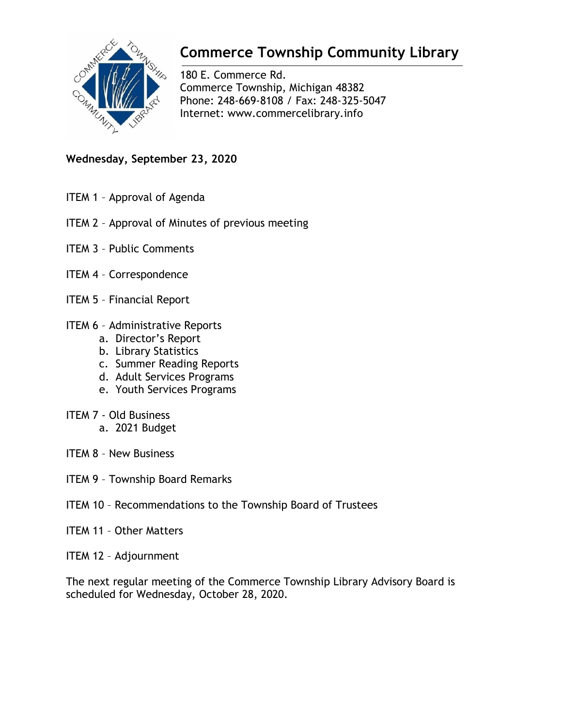# Commerce Township Community Library

180 E. Commerce Rd.
Commerce Township, Michigan 48382
Phone: 248-669-8108 / Fax: 248-325-5047
Internet: www.commercelibrary.info

**Wednesday, September 23, 2020**

ITEM 1 – Approval of Agenda

ITEM 2 – Approval of Minutes of previous meeting

ITEM 3 – Public Comments

ITEM 4 – Correspondence

ITEM 5 – Financial Report

ITEM 6 – Administrative Reports
   a. Director's Report
   b. Library Statistics
   c. Summer Reading Reports
   d. Adult Services Programs
   e. Youth Services Programs

ITEM 7 - Old Business
   a. 2021 Budget

ITEM 8 – New Business

ITEM 9 – Township Board Remarks

ITEM 10 – Recommendations to the Township Board of Trustees

ITEM 11 – Other Matters

ITEM 12 – Adjournment

The next regular meeting of the Commerce Township Library Advisory Board is scheduled for Wednesday, October 28, 2020.